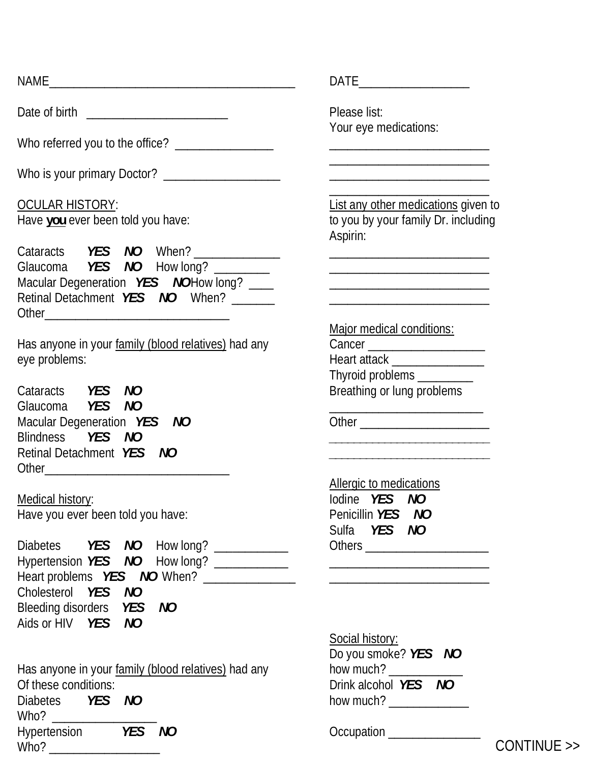NAME________________________________________ DATE__________________

Date of birth _______________________

Who referred you to the office? ________________

Who is your primary Doctor? ___________________

<u>OCULAR HISTORY</u>:
Have **<u>you</u>** ever been told you have:

Cataracts ***YES NO*** When? ______________
Glaucoma ***YES NO*** How long? _________
Macular Degeneration ***YES NO*** How long? ____
Retinal Detachment ***YES NO*** When? _______
Other______________________________

Has anyone in your <u>family (blood relatives)</u> had any eye problems:

Cataracts ***YES NO***
Glaucoma ***YES NO***
Macular Degeneration ***YES NO***
Blindness ***YES NO***
Retinal Detachment ***YES NO***
Other______________________________

<u>Medical history</u>:
Have you ever been told you have:

Diabetes ***YES NO*** How long? ____________
Hypertension ***YES NO*** How long? ____________
Heart problems ***YES NO*** When? _______________
Cholesterol ***YES NO***
Bleeding disorders ***YES NO***
Aids or HIV ***YES NO***

Has anyone in your <u>family (blood relatives)</u> had any Of these conditions:
Diabetes ***YES NO***
Who? _________________
Hypertension ***YES NO***
Who? __________________

Please list:
Your eye medications:
__________________________
__________________________
__________________________
__________________________

<u>List any other medications</u> given to to you by your family Dr. including Aspirin:
__________________________
__________________________
__________________________
__________________________

<u>Major medical conditions:</u>
Cancer ___________________
Heart attack _______________
Thyroid problems _________
Breathing or lung problems
_________________________
Other ____________________
__________________________
__________________________

<u>Allergic to medications</u>
Iodine ***YES NO***
Penicillin ***YES NO***
Sulfa ***YES NO***
Others ____________________
__________________________
__________________________

<u>Social history:</u>
Do you smoke? ***YES NO***
how much? ____________
Drink alcohol ***YES NO***
how much? _____________

Occupation _______________

CONTINUE >>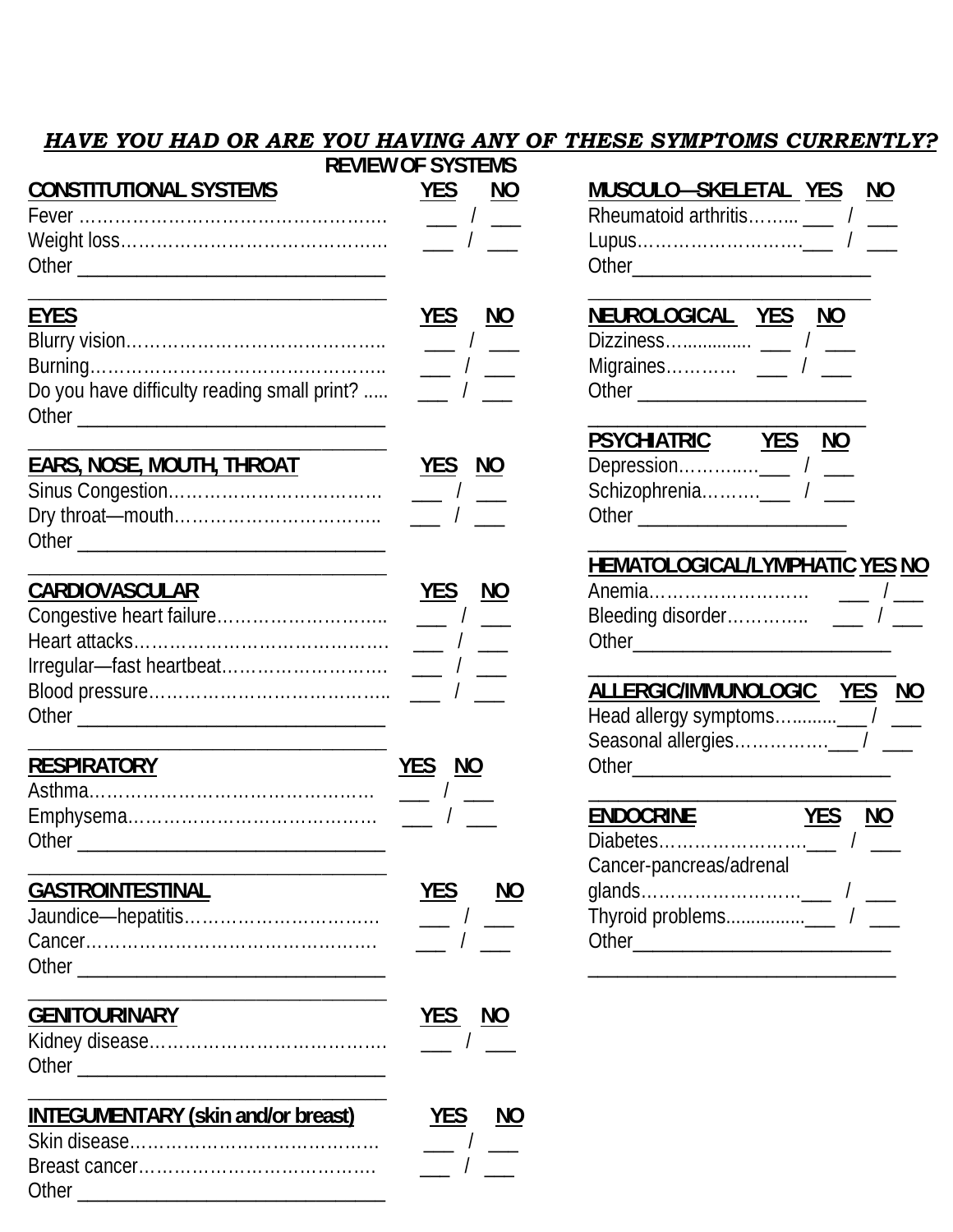***HAVE YOU HAD OR ARE YOU HAVING ANY OF THESE SYMPTOMS CURRENTLY?***

## REVIEW OF SYSTEMS

| CONSTITUTIONAL SYSTEMS | YES | NO |
|---|---|---|
| Fever | ___ | ___ |
| Weight loss | ___ | ___ |
| Other ______________________________ | | |

| EYES | YES | NO |
|---|---|---|
| Blurry vision | ___ | ___ |
| Burning | ___ | ___ |
| Do you have difficulty reading small print? | ___ | ___ |
| Other ______________________________ | | |

| EARS, NOSE, MOUTH, THROAT | YES | NO |
|---|---|---|
| Sinus Congestion | ___ | ___ |
| Dry throat—mouth | ___ | ___ |
| Other ______________________________ | | |

| CARDIOVASCULAR | YES | NO |
|---|---|---|
| Congestive heart failure | ___ | ___ |
| Heart attacks | ___ | ___ |
| Irregular—fast heartbeat | ___ | ___ |
| Blood pressure | ___ | ___ |
| Other ______________________________ | | |

| RESPIRATORY | YES | NO |
|---|---|---|
| Asthma | ___ | ___ |
| Emphysema | ___ | ___ |
| Other ______________________________ | | |

| GASTROINTESTINAL | YES | NO |
|---|---|---|
| Jaundice—hepatitis | ___ | ___ |
| Cancer | ___ | ___ |
| Other ______________________________ | | |

| GENITOURINARY | YES | NO |
|---|---|---|
| Kidney disease | ___ | ___ |
| Other ______________________________ | | |

| INTEGUMENTARY (skin and/or breast) | YES | NO |
|---|---|---|
| Skin disease | ___ | ___ |
| Breast cancer | ___ | ___ |
| Other ______________________________ | | |

| MUSCULO—SKELETAL | YES | NO |
|---|---|---|
| Rheumatoid arthritis | ___ | ___ |
| Lupus | ___ | ___ |
| Other ______________________________ | | |

| NEUROLOGICAL | YES | NO |
|---|---|---|
| Dizziness | ___ | ___ |
| Migraines | ___ | ___ |
| Other ______________________________ | | |

| PSYCHIATRIC | YES | NO |
|---|---|---|
| Depression | ___ | ___ |
| Schizophrenia | ___ | ___ |
| Other ______________________________ | | |

| HEMATOLOGICAL/LYMPHATIC | YES | NO |
|---|---|---|
| Anemia | ___ | ___ |
| Bleeding disorder | ___ | ___ |
| Other ______________________________ | | |

| ALLERGIC/IMMUNOLOGIC | YES | NO |
|---|---|---|
| Head allergy symptoms | ___ | ___ |
| Seasonal allergies | ___ | ___ |
| Other ______________________________ | | |

| ENDOCRINE | YES | NO |
|---|---|---|
| Diabetes | ___ | ___ |
| Cancer-pancreas/adrenal glands | ___ | ___ |
| Thyroid problems | ___ | ___ |
| Other ______________________________ | | |